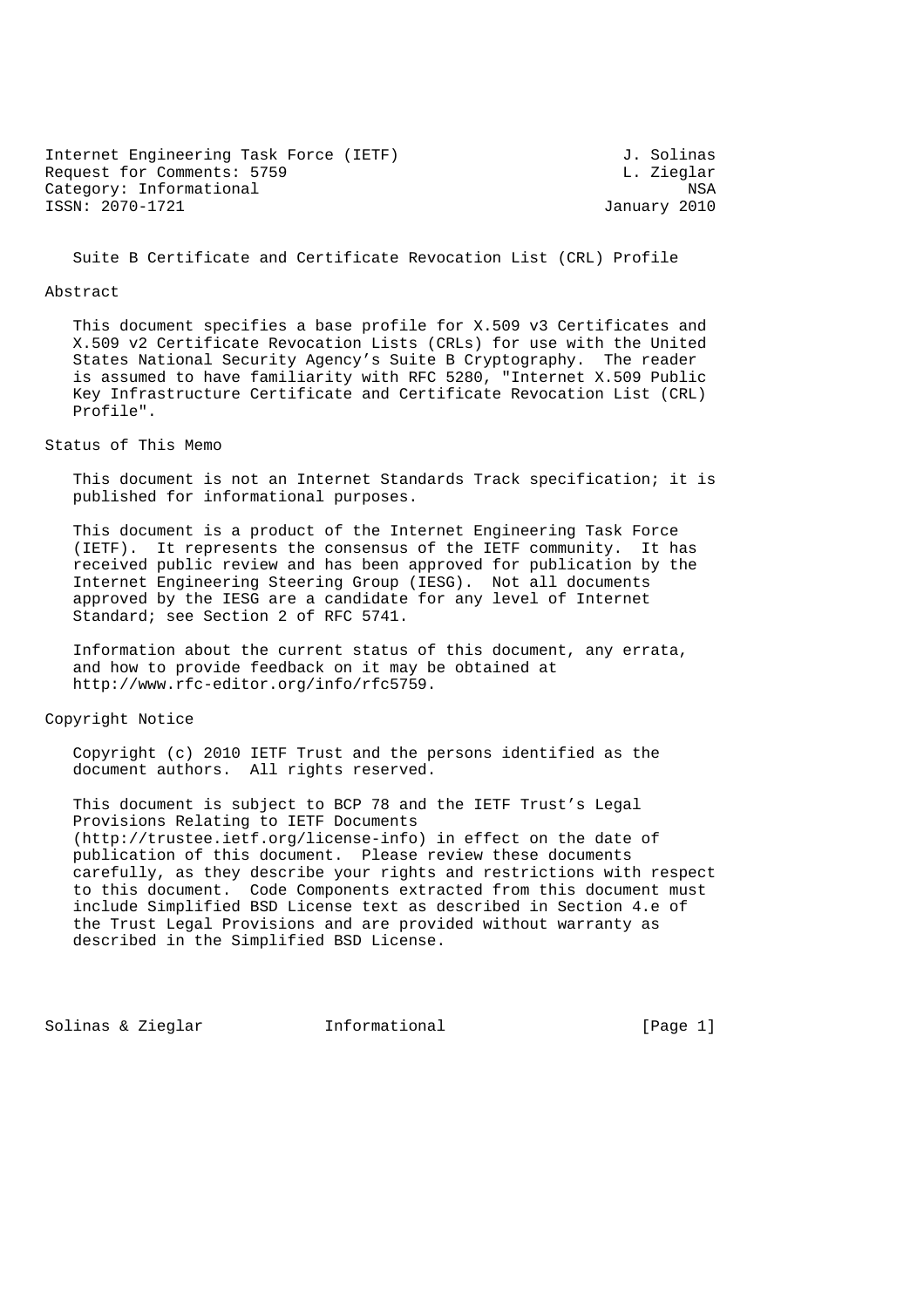Internet Engineering Task Force (IETF) J. Solinas
Request for Comments: 5759 L. Zieglar
Category: Informational NSA
ISSN: 2070-1721 January 2010

# Suite B Certificate and Certificate Revocation List (CRL) Profile

## Abstract

This document specifies a base profile for X.509 v3 Certificates and X.509 v2 Certificate Revocation Lists (CRLs) for use with the United States National Security Agency's Suite B Cryptography. The reader is assumed to have familiarity with RFC 5280, "Internet X.509 Public Key Infrastructure Certificate and Certificate Revocation List (CRL) Profile".

## Status of This Memo

This document is not an Internet Standards Track specification; it is published for informational purposes.

This document is a product of the Internet Engineering Task Force (IETF). It represents the consensus of the IETF community. It has received public review and has been approved for publication by the Internet Engineering Steering Group (IESG). Not all documents approved by the IESG are a candidate for any level of Internet Standard; see Section 2 of RFC 5741.

Information about the current status of this document, any errata, and how to provide feedback on it may be obtained at http://www.rfc-editor.org/info/rfc5759.

## Copyright Notice

Copyright (c) 2010 IETF Trust and the persons identified as the document authors. All rights reserved.

This document is subject to BCP 78 and the IETF Trust's Legal Provisions Relating to IETF Documents (http://trustee.ietf.org/license-info) in effect on the date of publication of this document. Please review these documents carefully, as they describe your rights and restrictions with respect to this document. Code Components extracted from this document must include Simplified BSD License text as described in Section 4.e of the Trust Legal Provisions and are provided without warranty as described in the Simplified BSD License.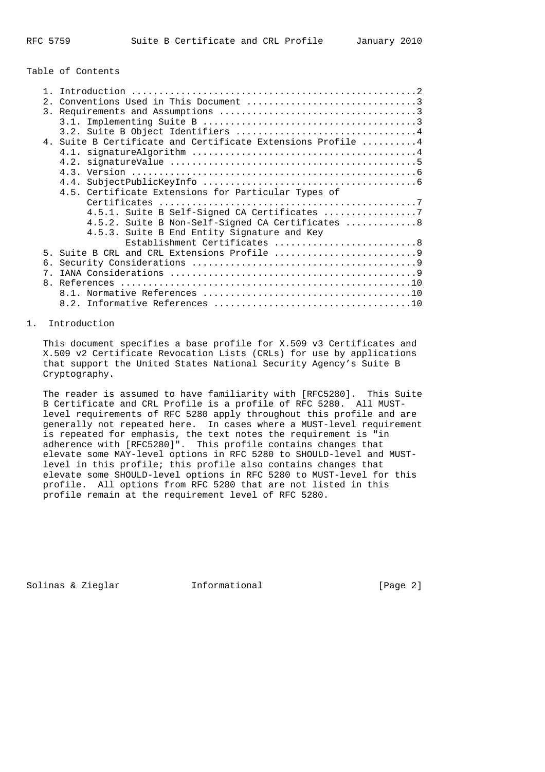Table of Contents

```
   1. Introduction ....................................................2
   2. Conventions Used in This Document ...............................3
   3. Requirements and Assumptions ....................................3
      3.1. Implementing Suite B .......................................3
      3.2. Suite B Object Identifiers .................................4
   4. Suite B Certificate and Certificate Extensions Profile ..........4
      4.1. signatureAlgorithm .........................................4
      4.2. signatureValue .............................................5
      4.3. Version ....................................................6
      4.4. SubjectPublicKeyInfo .......................................6
      4.5. Certificate Extensions for Particular Types of
           Certificates ...............................................7
           4.5.1. Suite B Self-Signed CA Certificates .................7
           4.5.2. Suite B Non-Self-Signed CA Certificates .............8
           4.5.3. Suite B End Entity Signature and Key
                  Establishment Certificates ..........................8
   5. Suite B CRL and CRL Extensions Profile ..........................9
   6. Security Considerations .........................................9
   7. IANA Considerations .............................................9
   8. References .....................................................10
      8.1. Normative References ......................................10
      8.2. Informative References ....................................10
```

# 1. Introduction

This document specifies a base profile for X.509 v3 Certificates and X.509 v2 Certificate Revocation Lists (CRLs) for use by applications that support the United States National Security Agency's Suite B Cryptography.

The reader is assumed to have familiarity with [RFC5280]. This Suite B Certificate and CRL Profile is a profile of RFC 5280. All MUST-level requirements of RFC 5280 apply throughout this profile and are generally not repeated here. In cases where a MUST-level requirement is repeated for emphasis, the text notes the requirement is "in adherence with [RFC5280]". This profile contains changes that elevate some MAY-level options in RFC 5280 to SHOULD-level and MUST-level in this profile; this profile also contains changes that elevate some SHOULD-level options in RFC 5280 to MUST-level for this profile. All options from RFC 5280 that are not listed in this profile remain at the requirement level of RFC 5280.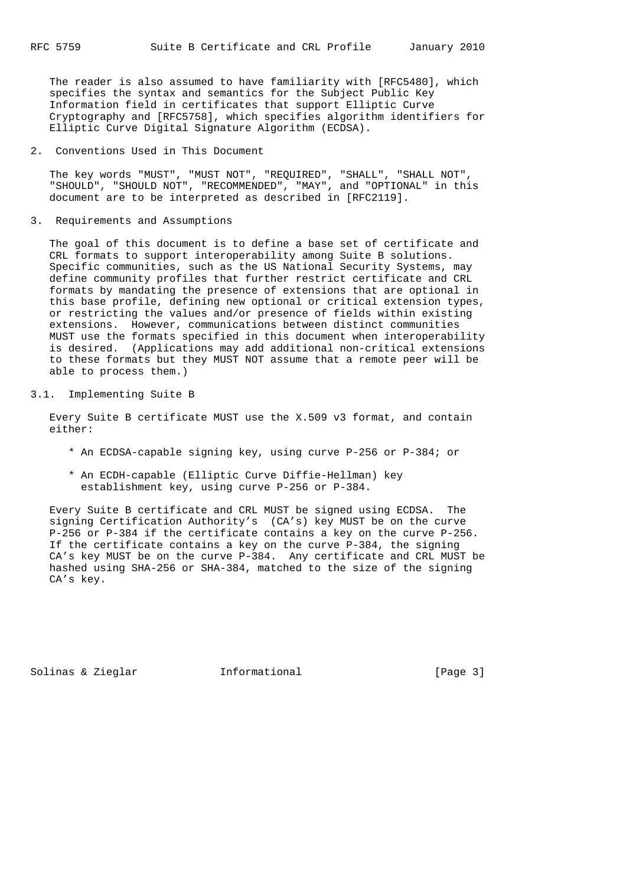The reader is also assumed to have familiarity with [RFC5480], which specifies the syntax and semantics for the Subject Public Key Information field in certificates that support Elliptic Curve Cryptography and [RFC5758], which specifies algorithm identifiers for Elliptic Curve Digital Signature Algorithm (ECDSA).

## 2. Conventions Used in This Document

The key words "MUST", "MUST NOT", "REQUIRED", "SHALL", "SHALL NOT", "SHOULD", "SHOULD NOT", "RECOMMENDED", "MAY", and "OPTIONAL" in this document are to be interpreted as described in [RFC2119].

## 3. Requirements and Assumptions

The goal of this document is to define a base set of certificate and CRL formats to support interoperability among Suite B solutions. Specific communities, such as the US National Security Systems, may define community profiles that further restrict certificate and CRL formats by mandating the presence of extensions that are optional in this base profile, defining new optional or critical extension types, or restricting the values and/or presence of fields within existing extensions. However, communications between distinct communities MUST use the formats specified in this document when interoperability is desired. (Applications may add additional non-critical extensions to these formats but they MUST NOT assume that a remote peer will be able to process them.)

### 3.1. Implementing Suite B

Every Suite B certificate MUST use the X.509 v3 format, and contain either:

* An ECDSA-capable signing key, using curve P-256 or P-384; or

* An ECDH-capable (Elliptic Curve Diffie-Hellman) key establishment key, using curve P-256 or P-384.

Every Suite B certificate and CRL MUST be signed using ECDSA. The signing Certification Authority's (CA's) key MUST be on the curve P-256 or P-384 if the certificate contains a key on the curve P-256. If the certificate contains a key on the curve P-384, the signing CA's key MUST be on the curve P-384. Any certificate and CRL MUST be hashed using SHA-256 or SHA-384, matched to the size of the signing CA's key.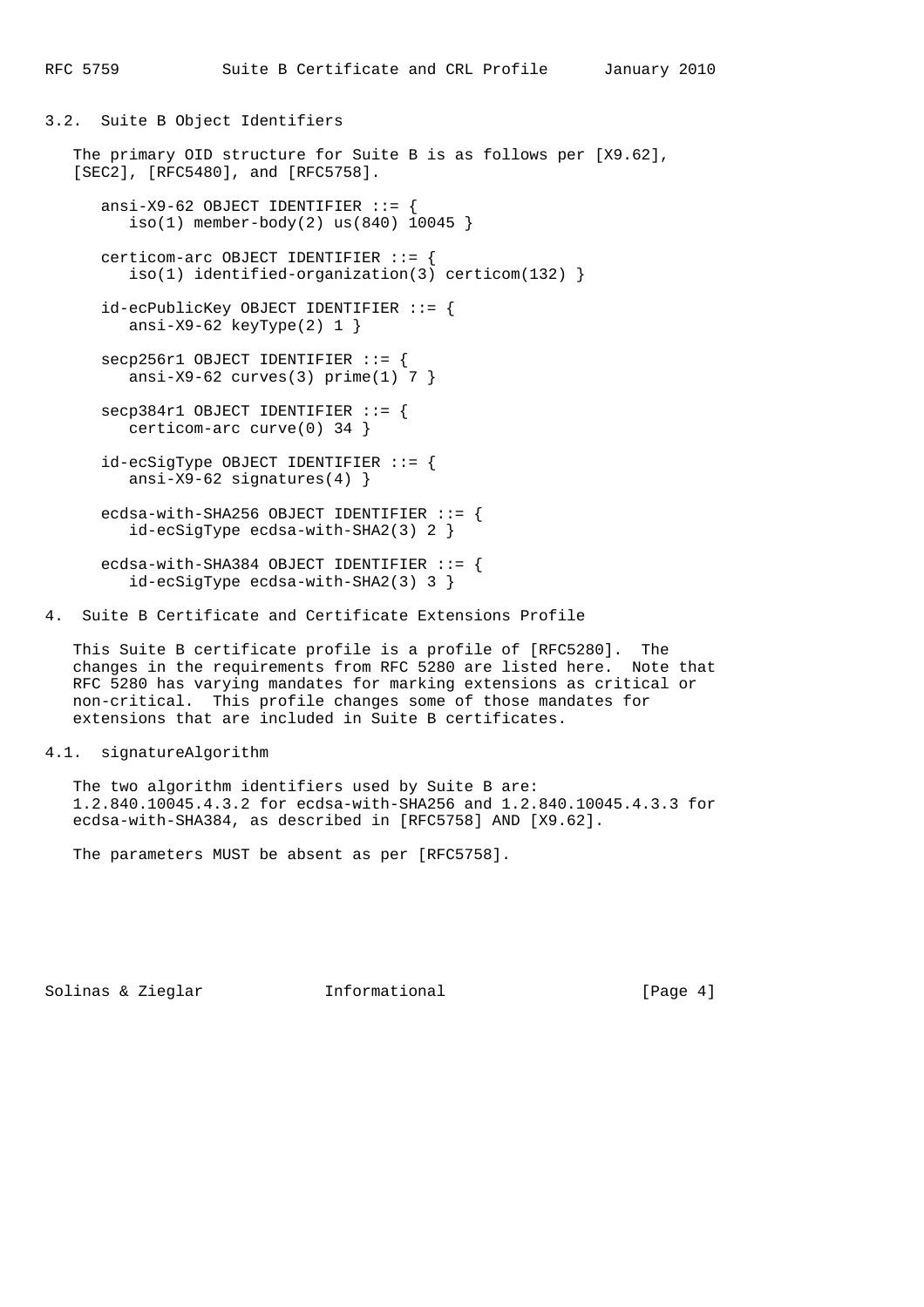### 3.2. Suite B Object Identifiers

The primary OID structure for Suite B is as follows per [X9.62], [SEC2], [RFC5480], and [RFC5758].

```
ansi-X9-62 OBJECT IDENTIFIER ::= {
   iso(1) member-body(2) us(840) 10045 }

certicom-arc OBJECT IDENTIFIER ::= {
   iso(1) identified-organization(3) certicom(132) }

id-ecPublicKey OBJECT IDENTIFIER ::= {
   ansi-X9-62 keyType(2) 1 }

secp256r1 OBJECT IDENTIFIER ::= {
   ansi-X9-62 curves(3) prime(1) 7 }

secp384r1 OBJECT IDENTIFIER ::= {
   certicom-arc curve(0) 34 }

id-ecSigType OBJECT IDENTIFIER ::= {
   ansi-X9-62 signatures(4) }

ecdsa-with-SHA256 OBJECT IDENTIFIER ::= {
   id-ecSigType ecdsa-with-SHA2(3) 2 }

ecdsa-with-SHA384 OBJECT IDENTIFIER ::= {
   id-ecSigType ecdsa-with-SHA2(3) 3 }
```

## 4. Suite B Certificate and Certificate Extensions Profile

This Suite B certificate profile is a profile of [RFC5280]. The changes in the requirements from RFC 5280 are listed here. Note that RFC 5280 has varying mandates for marking extensions as critical or non-critical. This profile changes some of those mandates for extensions that are included in Suite B certificates.

### 4.1. signatureAlgorithm

The two algorithm identifiers used by Suite B are: 1.2.840.10045.4.3.2 for ecdsa-with-SHA256 and 1.2.840.10045.4.3.3 for ecdsa-with-SHA384, as described in [RFC5758] AND [X9.62].

The parameters MUST be absent as per [RFC5758].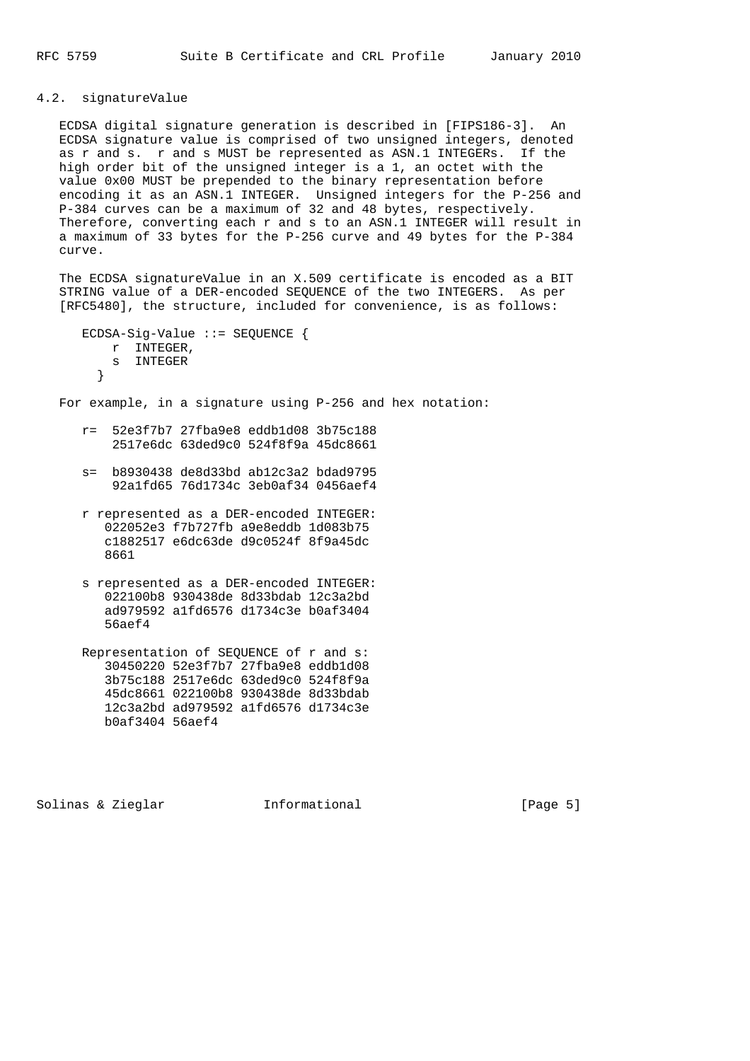## 4.2. signatureValue

ECDSA digital signature generation is described in [FIPS186-3]. An ECDSA signature value is comprised of two unsigned integers, denoted as r and s. r and s MUST be represented as ASN.1 INTEGERs. If the high order bit of the unsigned integer is a 1, an octet with the value 0x00 MUST be prepended to the binary representation before encoding it as an ASN.1 INTEGER. Unsigned integers for the P-256 and P-384 curves can be a maximum of 32 and 48 bytes, respectively. Therefore, converting each r and s to an ASN.1 INTEGER will result in a maximum of 33 bytes for the P-256 curve and 49 bytes for the P-384 curve.

The ECDSA signatureValue in an X.509 certificate is encoded as a BIT STRING value of a DER-encoded SEQUENCE of the two INTEGERS. As per [RFC5480], the structure, included for convenience, is as follows:

```
ECDSA-Sig-Value ::= SEQUENCE {
    r  INTEGER,
    s  INTEGER
  }
```

For example, in a signature using P-256 and hex notation:

```
r=  52e3f7b7 27fba9e8 eddb1d08 3b75c188
    2517e6dc 63ded9c0 524f8f9a 45dc8661

s=  b8930438 de8d33bd ab12c3a2 bdad9795
    92a1fd65 76d1734c 3eb0af34 0456aef4

r represented as a DER-encoded INTEGER:
   022052e3 f7b727fb a9e8eddb 1d083b75
   c1882517 e6dc63de d9c0524f 8f9a45dc
   8661

s represented as a DER-encoded INTEGER:
   022100b8 930438de 8d33bdab 12c3a2bd
   ad979592 a1fd6576 d1734c3e b0af3404
   56aef4

Representation of SEQUENCE of r and s:
   30450220 52e3f7b7 27fba9e8 eddb1d08
   3b75c188 2517e6dc 63ded9c0 524f8f9a
   45dc8661 022100b8 930438de 8d33bdab
   12c3a2bd ad979592 a1fd6576 d1734c3e
   b0af3404 56aef4
```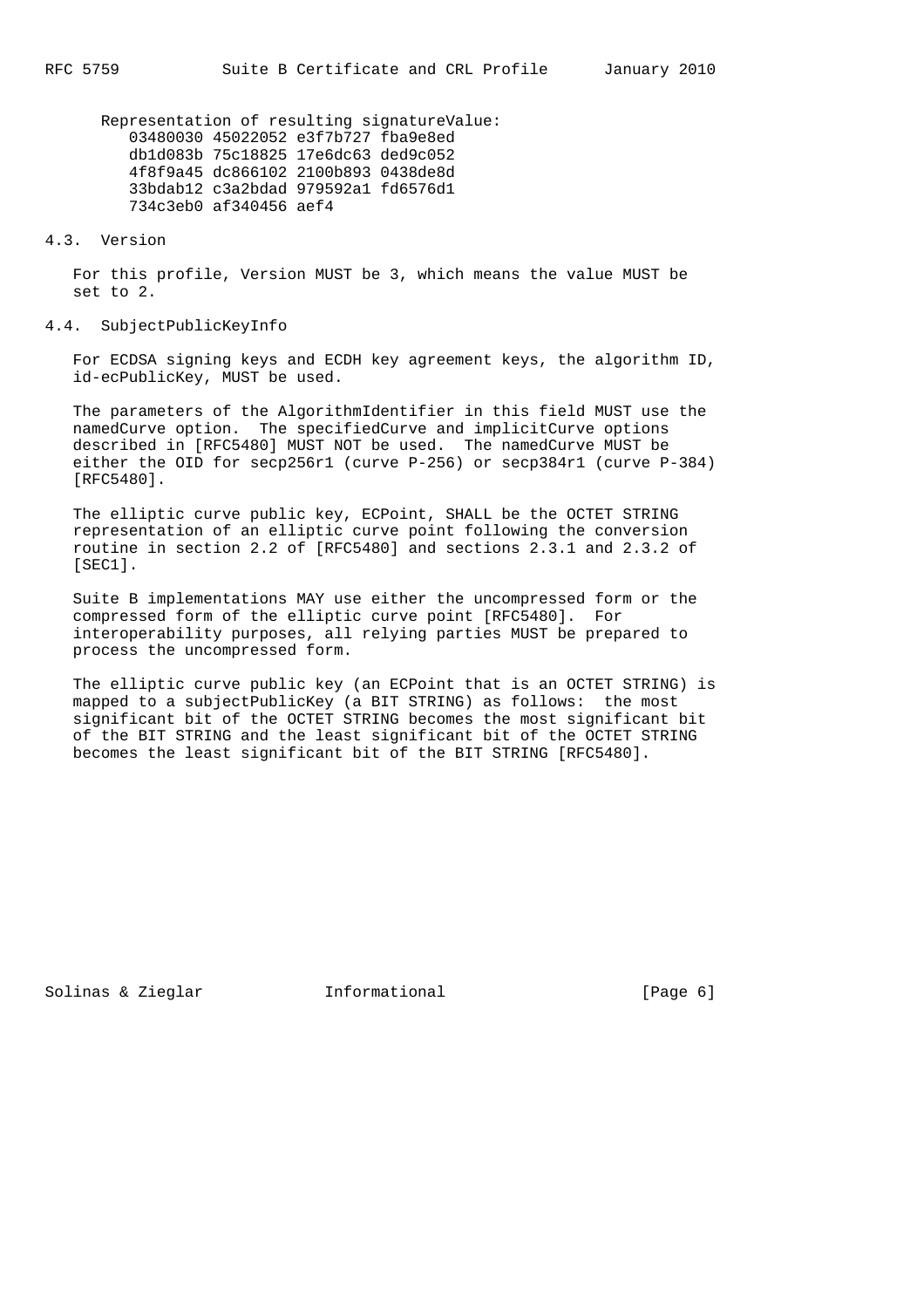Representation of resulting signatureValue:

```
03480030 45022052 e3f7b727 fba9e8ed
db1d083b 75c18825 17e6dc63 ded9c052
4f8f9a45 dc866102 2100b893 0438de8d
33bdab12 c3a2bdad 979592a1 fd6576d1
734c3eb0 af340456 aef4
```

## 4.3. Version

For this profile, Version MUST be 3, which means the value MUST be set to 2.

## 4.4. SubjectPublicKeyInfo

For ECDSA signing keys and ECDH key agreement keys, the algorithm ID, id-ecPublicKey, MUST be used.

The parameters of the AlgorithmIdentifier in this field MUST use the namedCurve option. The specifiedCurve and implicitCurve options described in [RFC5480] MUST NOT be used. The namedCurve MUST be either the OID for secp256r1 (curve P-256) or secp384r1 (curve P-384) [RFC5480].

The elliptic curve public key, ECPoint, SHALL be the OCTET STRING representation of an elliptic curve point following the conversion routine in section 2.2 of [RFC5480] and sections 2.3.1 and 2.3.2 of [SEC1].

Suite B implementations MAY use either the uncompressed form or the compressed form of the elliptic curve point [RFC5480]. For interoperability purposes, all relying parties MUST be prepared to process the uncompressed form.

The elliptic curve public key (an ECPoint that is an OCTET STRING) is mapped to a subjectPublicKey (a BIT STRING) as follows: the most significant bit of the OCTET STRING becomes the most significant bit of the BIT STRING and the least significant bit of the OCTET STRING becomes the least significant bit of the BIT STRING [RFC5480].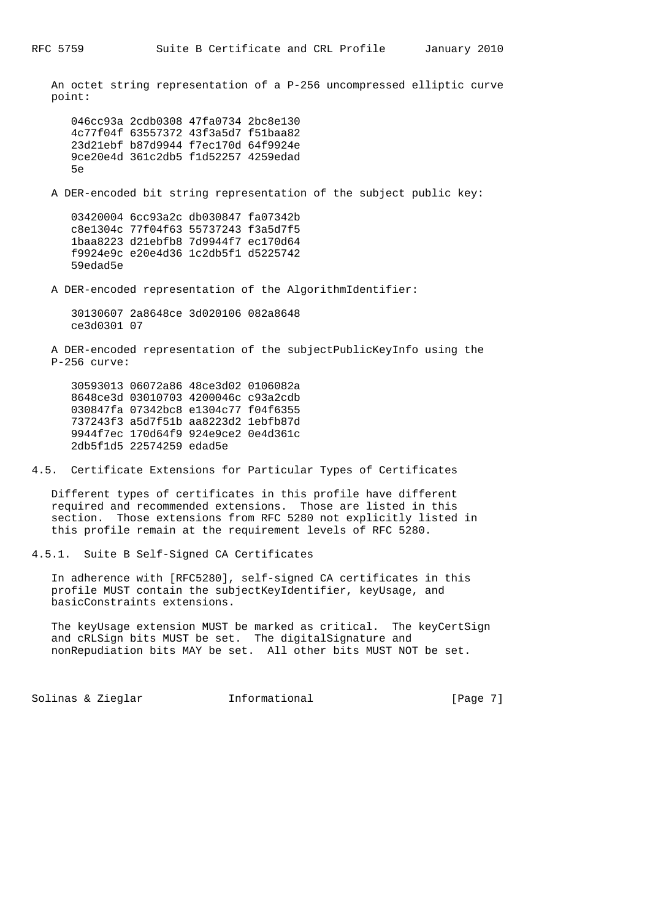An octet string representation of a P-256 uncompressed elliptic curve point:

```
046cc93a 2cdb0308 47fa0734 2bc8e130
4c77f04f 63557372 43f3a5d7 f51baa82
23d21ebf b87d9944 f7ec170d 64f9924e
9ce20e4d 361c2db5 f1d52257 4259edad
5e
```

A DER-encoded bit string representation of the subject public key:

```
03420004 6cc93a2c db030847 fa07342b
c8e1304c 77f04f63 55737243 f3a5d7f5
1baa8223 d21ebfb8 7d9944f7 ec170d64
f9924e9c e20e4d36 1c2db5f1 d5225742
59edad5e
```

A DER-encoded representation of the AlgorithmIdentifier:

```
30130607 2a8648ce 3d020106 082a8648
ce3d0301 07
```

A DER-encoded representation of the subjectPublicKeyInfo using the P-256 curve:

```
30593013 06072a86 48ce3d02 0106082a
8648ce3d 03010703 4200046c c93a2cdb
030847fa 07342bc8 e1304c77 f04f6355
737243f3 a5d7f51b aa8223d2 1ebfb87d
9944f7ec 170d64f9 924e9ce2 0e4d361c
2db5f1d5 22574259 edad5e
```

## 4.5. Certificate Extensions for Particular Types of Certificates

Different types of certificates in this profile have different required and recommended extensions. Those are listed in this section. Those extensions from RFC 5280 not explicitly listed in this profile remain at the requirement levels of RFC 5280.

### 4.5.1. Suite B Self-Signed CA Certificates

In adherence with [RFC5280], self-signed CA certificates in this profile MUST contain the subjectKeyIdentifier, keyUsage, and basicConstraints extensions.

The keyUsage extension MUST be marked as critical. The keyCertSign and cRLSign bits MUST be set. The digitalSignature and nonRepudiation bits MAY be set. All other bits MUST NOT be set.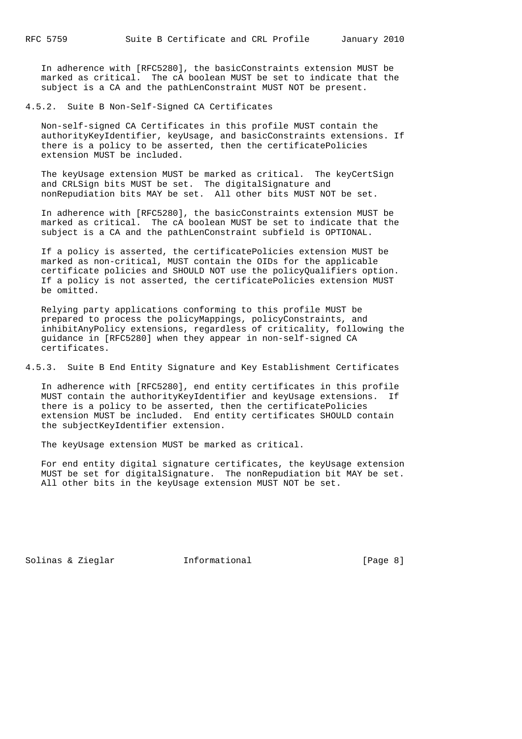In adherence with [RFC5280], the basicConstraints extension MUST be marked as critical. The cA boolean MUST be set to indicate that the subject is a CA and the pathLenConstraint MUST NOT be present.

### 4.5.2. Suite B Non-Self-Signed CA Certificates

Non-self-signed CA Certificates in this profile MUST contain the authorityKeyIdentifier, keyUsage, and basicConstraints extensions. If there is a policy to be asserted, then the certificatePolicies extension MUST be included.

The keyUsage extension MUST be marked as critical. The keyCertSign and CRLSign bits MUST be set. The digitalSignature and nonRepudiation bits MAY be set. All other bits MUST NOT be set.

In adherence with [RFC5280], the basicConstraints extension MUST be marked as critical. The cA boolean MUST be set to indicate that the subject is a CA and the pathLenConstraint subfield is OPTIONAL.

If a policy is asserted, the certificatePolicies extension MUST be marked as non-critical, MUST contain the OIDs for the applicable certificate policies and SHOULD NOT use the policyQualifiers option. If a policy is not asserted, the certificatePolicies extension MUST be omitted.

Relying party applications conforming to this profile MUST be prepared to process the policyMappings, policyConstraints, and inhibitAnyPolicy extensions, regardless of criticality, following the guidance in [RFC5280] when they appear in non-self-signed CA certificates.

### 4.5.3. Suite B End Entity Signature and Key Establishment Certificates

In adherence with [RFC5280], end entity certificates in this profile MUST contain the authorityKeyIdentifier and keyUsage extensions. If there is a policy to be asserted, then the certificatePolicies extension MUST be included. End entity certificates SHOULD contain the subjectKeyIdentifier extension.

The keyUsage extension MUST be marked as critical.

For end entity digital signature certificates, the keyUsage extension MUST be set for digitalSignature. The nonRepudiation bit MAY be set. All other bits in the keyUsage extension MUST NOT be set.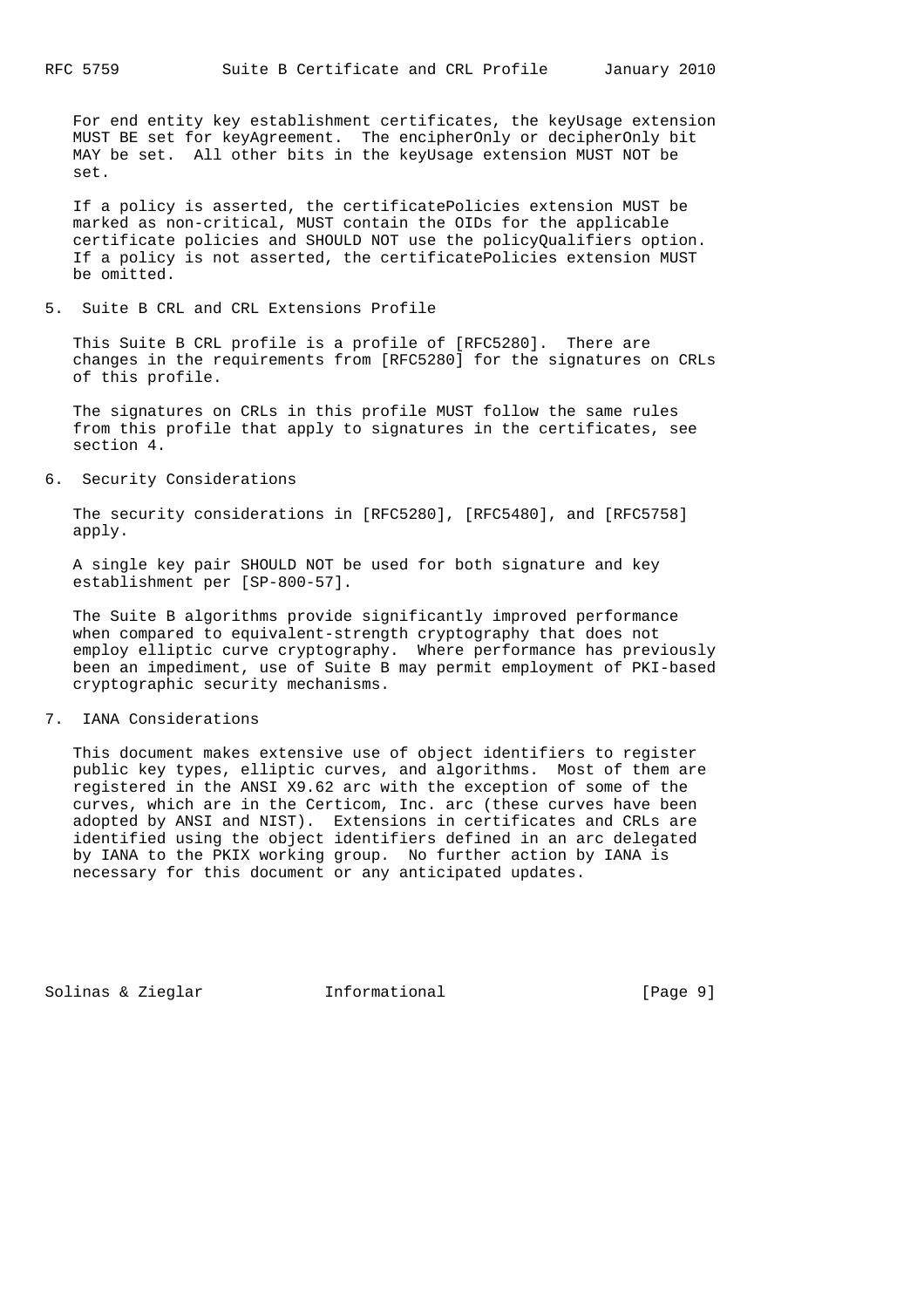For end entity key establishment certificates, the keyUsage extension MUST BE set for keyAgreement. The encipherOnly or decipherOnly bit MAY be set. All other bits in the keyUsage extension MUST NOT be set.

If a policy is asserted, the certificatePolicies extension MUST be marked as non-critical, MUST contain the OIDs for the applicable certificate policies and SHOULD NOT use the policyQualifiers option. If a policy is not asserted, the certificatePolicies extension MUST be omitted.

## 5. Suite B CRL and CRL Extensions Profile

This Suite B CRL profile is a profile of [RFC5280]. There are changes in the requirements from [RFC5280] for the signatures on CRLs of this profile.

The signatures on CRLs in this profile MUST follow the same rules from this profile that apply to signatures in the certificates, see section 4.

## 6. Security Considerations

The security considerations in [RFC5280], [RFC5480], and [RFC5758] apply.

A single key pair SHOULD NOT be used for both signature and key establishment per [SP-800-57].

The Suite B algorithms provide significantly improved performance when compared to equivalent-strength cryptography that does not employ elliptic curve cryptography. Where performance has previously been an impediment, use of Suite B may permit employment of PKI-based cryptographic security mechanisms.

## 7. IANA Considerations

This document makes extensive use of object identifiers to register public key types, elliptic curves, and algorithms. Most of them are registered in the ANSI X9.62 arc with the exception of some of the curves, which are in the Certicom, Inc. arc (these curves have been adopted by ANSI and NIST). Extensions in certificates and CRLs are identified using the object identifiers defined in an arc delegated by IANA to the PKIX working group. No further action by IANA is necessary for this document or any anticipated updates.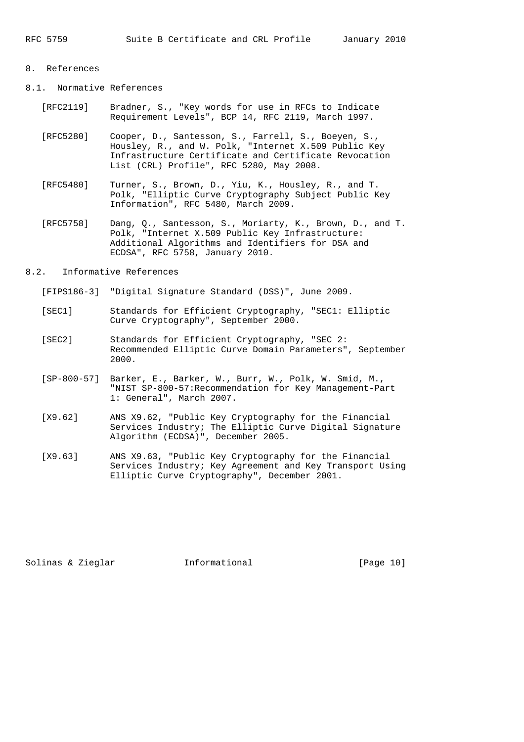# 8. References

## 8.1. Normative References

[RFC2119] Bradner, S., "Key words for use in RFCs to Indicate Requirement Levels", BCP 14, RFC 2119, March 1997.

[RFC5280] Cooper, D., Santesson, S., Farrell, S., Boeyen, S., Housley, R., and W. Polk, "Internet X.509 Public Key Infrastructure Certificate and Certificate Revocation List (CRL) Profile", RFC 5280, May 2008.

[RFC5480] Turner, S., Brown, D., Yiu, K., Housley, R., and T. Polk, "Elliptic Curve Cryptography Subject Public Key Information", RFC 5480, March 2009.

[RFC5758] Dang, Q., Santesson, S., Moriarty, K., Brown, D., and T. Polk, "Internet X.509 Public Key Infrastructure: Additional Algorithms and Identifiers for DSA and ECDSA", RFC 5758, January 2010.

## 8.2. Informative References

[FIPS186-3] "Digital Signature Standard (DSS)", June 2009.

[SEC1] Standards for Efficient Cryptography, "SEC1: Elliptic Curve Cryptography", September 2000.

[SEC2] Standards for Efficient Cryptography, "SEC 2: Recommended Elliptic Curve Domain Parameters", September 2000.

[SP-800-57] Barker, E., Barker, W., Burr, W., Polk, W. Smid, M., "NIST SP-800-57:Recommendation for Key Management-Part 1: General", March 2007.

[X9.62] ANS X9.62, "Public Key Cryptography for the Financial Services Industry; The Elliptic Curve Digital Signature Algorithm (ECDSA)", December 2005.

[X9.63] ANS X9.63, "Public Key Cryptography for the Financial Services Industry; Key Agreement and Key Transport Using Elliptic Curve Cryptography", December 2001.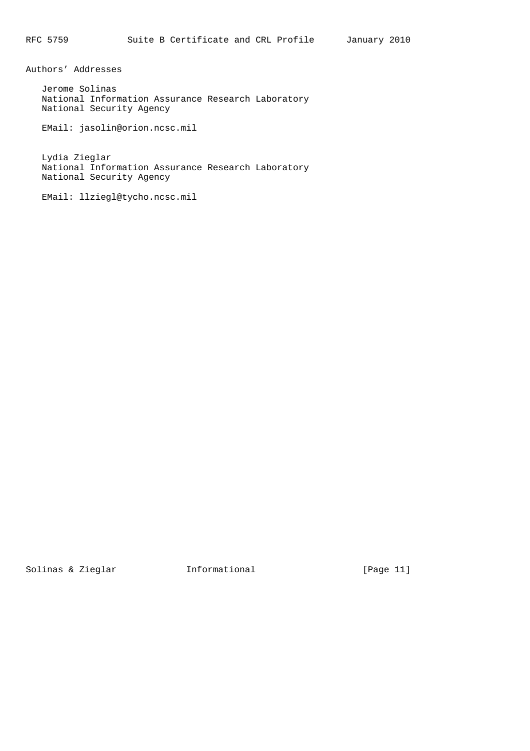## Authors' Addresses

Jerome Solinas
National Information Assurance Research Laboratory
National Security Agency

EMail: jasolin@orion.ncsc.mil

Lydia Zieglar
National Information Assurance Research Laboratory
National Security Agency

EMail: llziegl@tycho.ncsc.mil